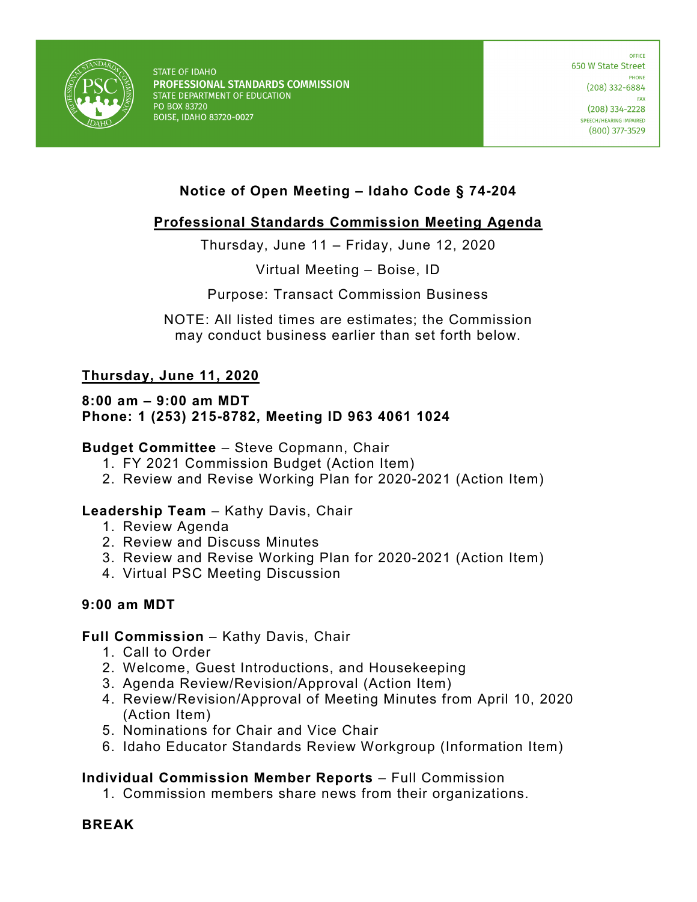STATE OF IDAHO
**PROFESSIONAL STANDARDS COMMISSION**
STATE DEPARTMENT OF EDUCATION
PO BOX 83720
BOISE, IDAHO 83720-0027

OFFICE
650 W State Street
PHONE
(208) 332-6884
FAX
(208) 334-2228
SPEECH/HEARING IMPAIRED
(800) 377-3529

# Notice of Open Meeting – Idaho Code § 74-204

## Professional Standards Commission Meeting Agenda

Thursday, June 11 – Friday, June 12, 2020

Virtual Meeting – Boise, ID

Purpose: Transact Commission Business

NOTE: All listed times are estimates; the Commission may conduct business earlier than set forth below.

### Thursday, June 11, 2020

**8:00 am – 9:00 am MDT**
**Phone: 1 (253) 215-8782, Meeting ID 963 4061 1024**

**Budget Committee** – Steve Copmann, Chair
1. FY 2021 Commission Budget (Action Item)
2. Review and Revise Working Plan for 2020-2021 (Action Item)

**Leadership Team** – Kathy Davis, Chair
1. Review Agenda
2. Review and Discuss Minutes
3. Review and Revise Working Plan for 2020-2021 (Action Item)
4. Virtual PSC Meeting Discussion

**9:00 am MDT**

**Full Commission** – Kathy Davis, Chair
1. Call to Order
2. Welcome, Guest Introductions, and Housekeeping
3. Agenda Review/Revision/Approval (Action Item)
4. Review/Revision/Approval of Meeting Minutes from April 10, 2020 (Action Item)
5. Nominations for Chair and Vice Chair
6. Idaho Educator Standards Review Workgroup (Information Item)

**Individual Commission Member Reports** – Full Commission
1. Commission members share news from their organizations.

**BREAK**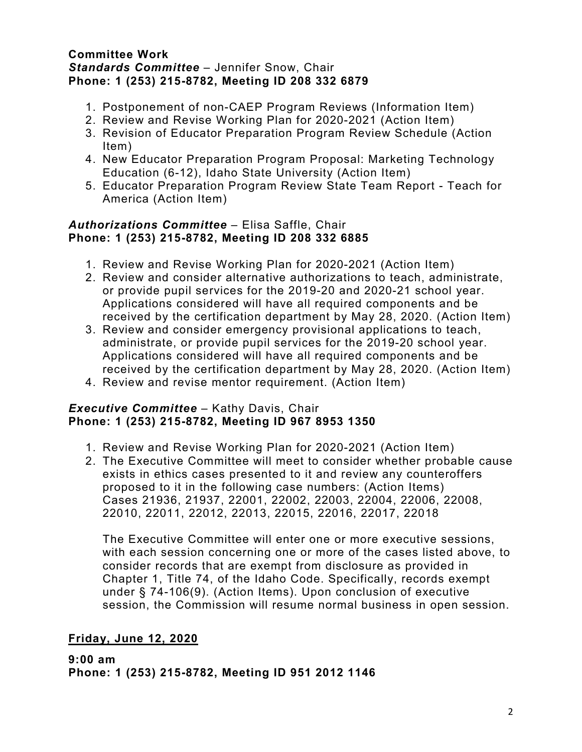**Committee Work**

***Standards Committee*** – Jennifer Snow, Chair
**Phone: 1 (253) 215-8782, Meeting ID 208 332 6879**

1. Postponement of non-CAEP Program Reviews (Information Item)
2. Review and Revise Working Plan for 2020-2021 (Action Item)
3. Revision of Educator Preparation Program Review Schedule (Action Item)
4. New Educator Preparation Program Proposal: Marketing Technology Education (6-12), Idaho State University (Action Item)
5. Educator Preparation Program Review State Team Report - Teach for America (Action Item)

***Authorizations Committee*** – Elisa Saffle, Chair
**Phone: 1 (253) 215-8782, Meeting ID 208 332 6885**

1. Review and Revise Working Plan for 2020-2021 (Action Item)
2. Review and consider alternative authorizations to teach, administrate, or provide pupil services for the 2019-20 and 2020-21 school year. Applications considered will have all required components and be received by the certification department by May 28, 2020. (Action Item)
3. Review and consider emergency provisional applications to teach, administrate, or provide pupil services for the 2019-20 school year. Applications considered will have all required components and be received by the certification department by May 28, 2020. (Action Item)
4. Review and revise mentor requirement. (Action Item)

***Executive Committee*** – Kathy Davis, Chair
**Phone: 1 (253) 215-8782, Meeting ID 967 8953 1350**

1. Review and Revise Working Plan for 2020-2021 (Action Item)
2. The Executive Committee will meet to consider whether probable cause exists in ethics cases presented to it and review any counteroffers proposed to it in the following case numbers: (Action Items)
   Cases 21936, 21937, 22001, 22002, 22003, 22004, 22006, 22008, 22010, 22011, 22012, 22013, 22015, 22016, 22017, 22018

   The Executive Committee will enter one or more executive sessions, with each session concerning one or more of the cases listed above, to consider records that are exempt from disclosure as provided in Chapter 1, Title 74, of the Idaho Code. Specifically, records exempt under § 74-106(9). (Action Items). Upon conclusion of executive session, the Commission will resume normal business in open session.

## <u>Friday, June 12, 2020</u>

**9:00 am**
**Phone: 1 (253) 215-8782, Meeting ID 951 2012 1146**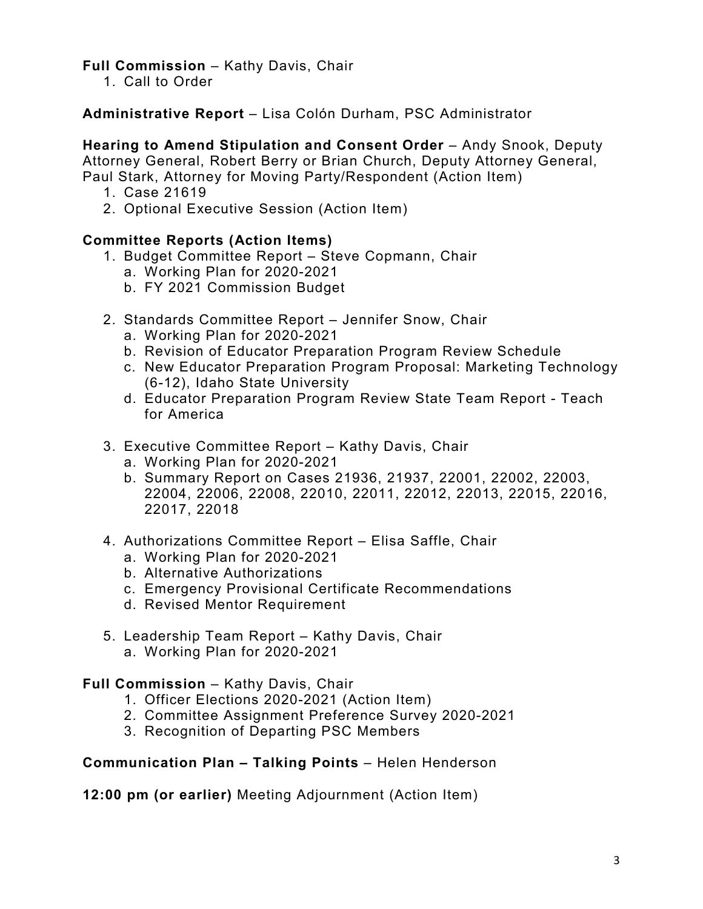**Full Commission** – Kathy Davis, Chair

1. Call to Order

**Administrative Report** – Lisa Colón Durham, PSC Administrator

**Hearing to Amend Stipulation and Consent Order** – Andy Snook, Deputy Attorney General, Robert Berry or Brian Church, Deputy Attorney General, Paul Stark, Attorney for Moving Party/Respondent (Action Item)

1. Case 21619
2. Optional Executive Session (Action Item)

**Committee Reports (Action Items)**

1. Budget Committee Report – Steve Copmann, Chair
   a. Working Plan for 2020-2021
   b. FY 2021 Commission Budget

2. Standards Committee Report – Jennifer Snow, Chair
   a. Working Plan for 2020-2021
   b. Revision of Educator Preparation Program Review Schedule
   c. New Educator Preparation Program Proposal: Marketing Technology (6-12), Idaho State University
   d. Educator Preparation Program Review State Team Report - Teach for America

3. Executive Committee Report – Kathy Davis, Chair
   a. Working Plan for 2020-2021
   b. Summary Report on Cases 21936, 21937, 22001, 22002, 22003, 22004, 22006, 22008, 22010, 22011, 22012, 22013, 22015, 22016, 22017, 22018

4. Authorizations Committee Report – Elisa Saffle, Chair
   a. Working Plan for 2020-2021
   b. Alternative Authorizations
   c. Emergency Provisional Certificate Recommendations
   d. Revised Mentor Requirement

5. Leadership Team Report – Kathy Davis, Chair
   a. Working Plan for 2020-2021

**Full Commission** – Kathy Davis, Chair

1. Officer Elections 2020-2021 (Action Item)
2. Committee Assignment Preference Survey 2020-2021
3. Recognition of Departing PSC Members

**Communication Plan – Talking Points** – Helen Henderson

**12:00 pm (or earlier)** Meeting Adjournment (Action Item)